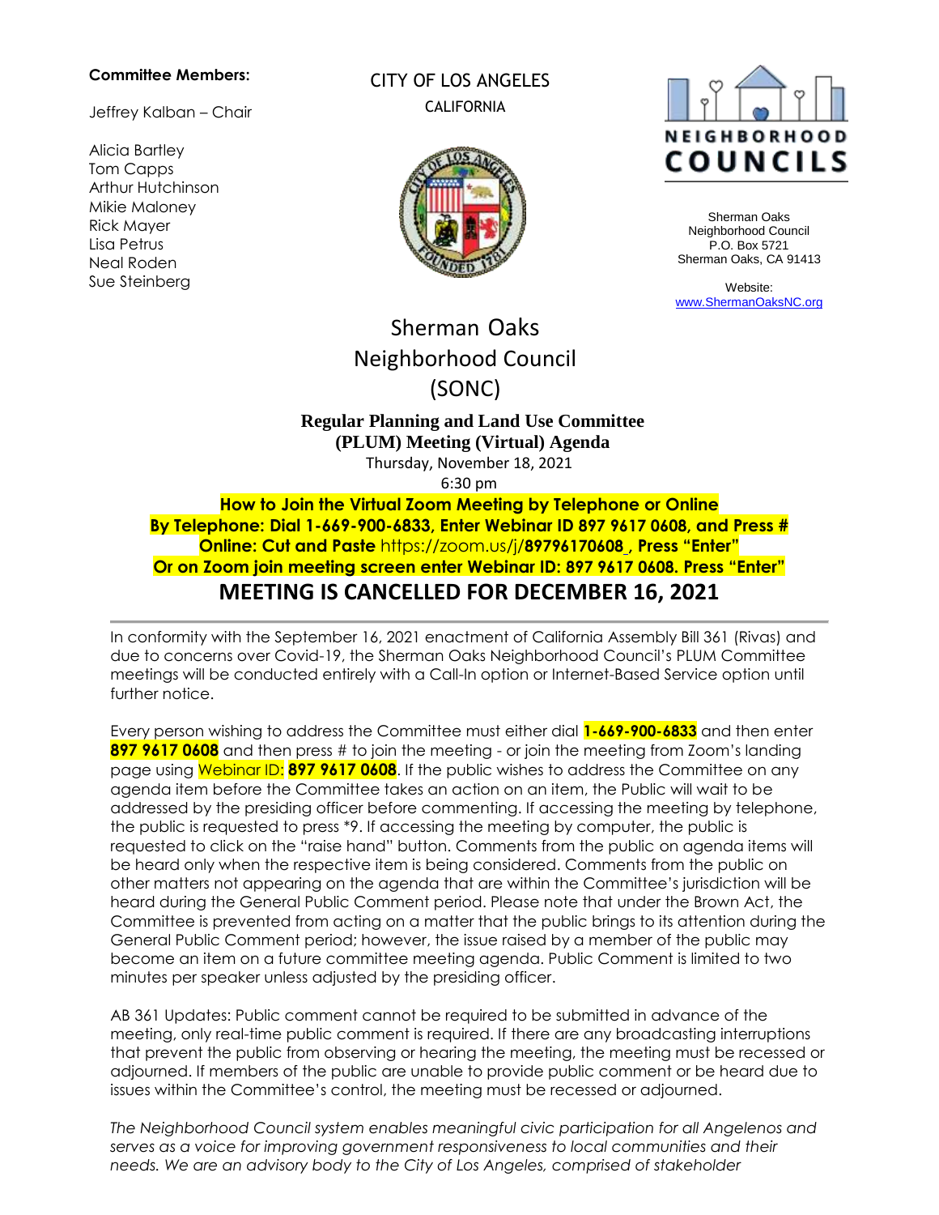**Committee Members:**

Jeffrey Kalban – Chair

Alicia Bartley
Tom Capps
Arthur Hutchinson
Mikie Maloney
Rick Mayer
Lisa Petrus
Neal Roden
Sue Steinberg

CITY OF LOS ANGELES
CALIFORNIA

NEIGHBORHOOD COUNCILS

Sherman Oaks
Neighborhood Council
P.O. Box 5721
Sherman Oaks, CA 91413

Website:
www.ShermanOaksNC.org

# Sherman Oaks Neighborhood Council (SONC)

## Regular Planning and Land Use Committee (PLUM) Meeting (Virtual) Agenda

Thursday, November 18, 2021
6:30 pm

**How to Join the Virtual Zoom Meeting by Telephone or Online**
**By Telephone: Dial 1-669-900-6833, Enter Webinar ID 897 9617 0608, and Press #**
**Online: Cut and Paste** https://zoom.us/j/**89796170608 , Press "Enter"**
**Or on Zoom join meeting screen enter Webinar ID: 897 9617 0608. Press "Enter"**

## MEETING IS CANCELLED FOR DECEMBER 16, 2021

---

In conformity with the September 16, 2021 enactment of California Assembly Bill 361 (Rivas) and due to concerns over Covid-19, the Sherman Oaks Neighborhood Council's PLUM Committee meetings will be conducted entirely with a Call-In option or Internet-Based Service option until further notice.

Every person wishing to address the Committee must either dial **1-669-900-6833** and then enter **897 9617 0608** and then press # to join the meeting - or join the meeting from Zoom's landing page using Webinar ID: **897 9617 0608**. If the public wishes to address the Committee on any agenda item before the Committee takes an action on an item, the Public will wait to be addressed by the presiding officer before commenting. If accessing the meeting by telephone, the public is requested to press *9. If accessing the meeting by computer, the public is requested to click on the "raise hand" button. Comments from the public on agenda items will be heard only when the respective item is being considered. Comments from the public on other matters not appearing on the agenda that are within the Committee's jurisdiction will be heard during the General Public Comment period. Please note that under the Brown Act, the Committee is prevented from acting on a matter that the public brings to its attention during the General Public Comment period; however, the issue raised by a member of the public may become an item on a future committee meeting agenda. Public Comment is limited to two minutes per speaker unless adjusted by the presiding officer.

AB 361 Updates: Public comment cannot be required to be submitted in advance of the meeting, only real-time public comment is required. If there are any broadcasting interruptions that prevent the public from observing or hearing the meeting, the meeting must be recessed or adjourned. If members of the public are unable to provide public comment or be heard due to issues within the Committee's control, the meeting must be recessed or adjourned.

*The Neighborhood Council system enables meaningful civic participation for all Angelenos and serves as a voice for improving government responsiveness to local communities and their needs. We are an advisory body to the City of Los Angeles, comprised of stakeholder*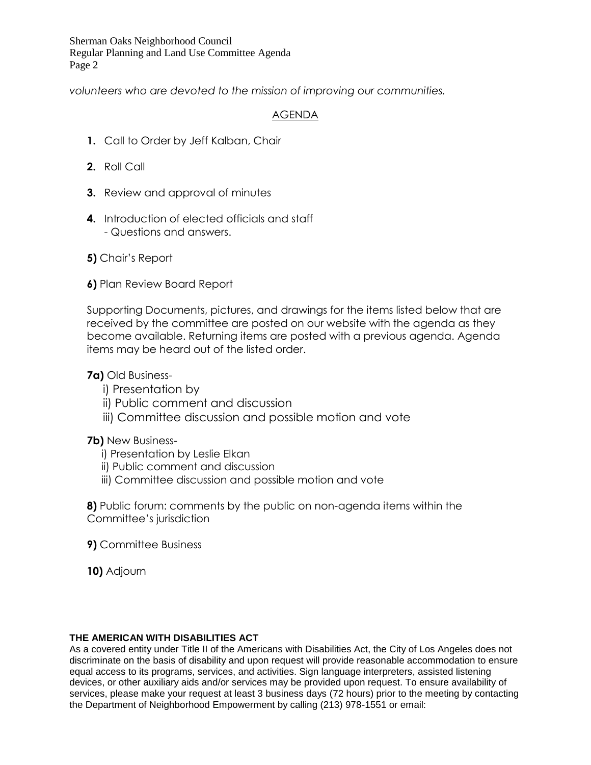*volunteers who are devoted to the mission of improving our communities.*

## AGENDA

**1.** Call to Order by Jeff Kalban, Chair

**2.** Roll Call

**3.** Review and approval of minutes

**4.** Introduction of elected officials and staff
- Questions and answers.

**5)** Chair's Report

**6)** Plan Review Board Report

Supporting Documents, pictures, and drawings for the items listed below that are received by the committee are posted on our website with the agenda as they become available. Returning items are posted with a previous agenda. Agenda items may be heard out of the listed order.

**7a)** Old Business-
- i) Presentation by
- ii) Public comment and discussion
- iii) Committee discussion and possible motion and vote

**7b)** New Business-
- i) Presentation by Leslie Elkan
- ii) Public comment and discussion
- iii) Committee discussion and possible motion and vote

**8)** Public forum: comments by the public on non-agenda items within the Committee's jurisdiction

**9)** Committee Business

**10)** Adjourn

**THE AMERICAN WITH DISABILITIES ACT**

As a covered entity under Title II of the Americans with Disabilities Act, the City of Los Angeles does not discriminate on the basis of disability and upon request will provide reasonable accommodation to ensure equal access to its programs, services, and activities. Sign language interpreters, assisted listening devices, or other auxiliary aids and/or services may be provided upon request. To ensure availability of services, please make your request at least 3 business days (72 hours) prior to the meeting by contacting the Department of Neighborhood Empowerment by calling (213) 978-1551 or email: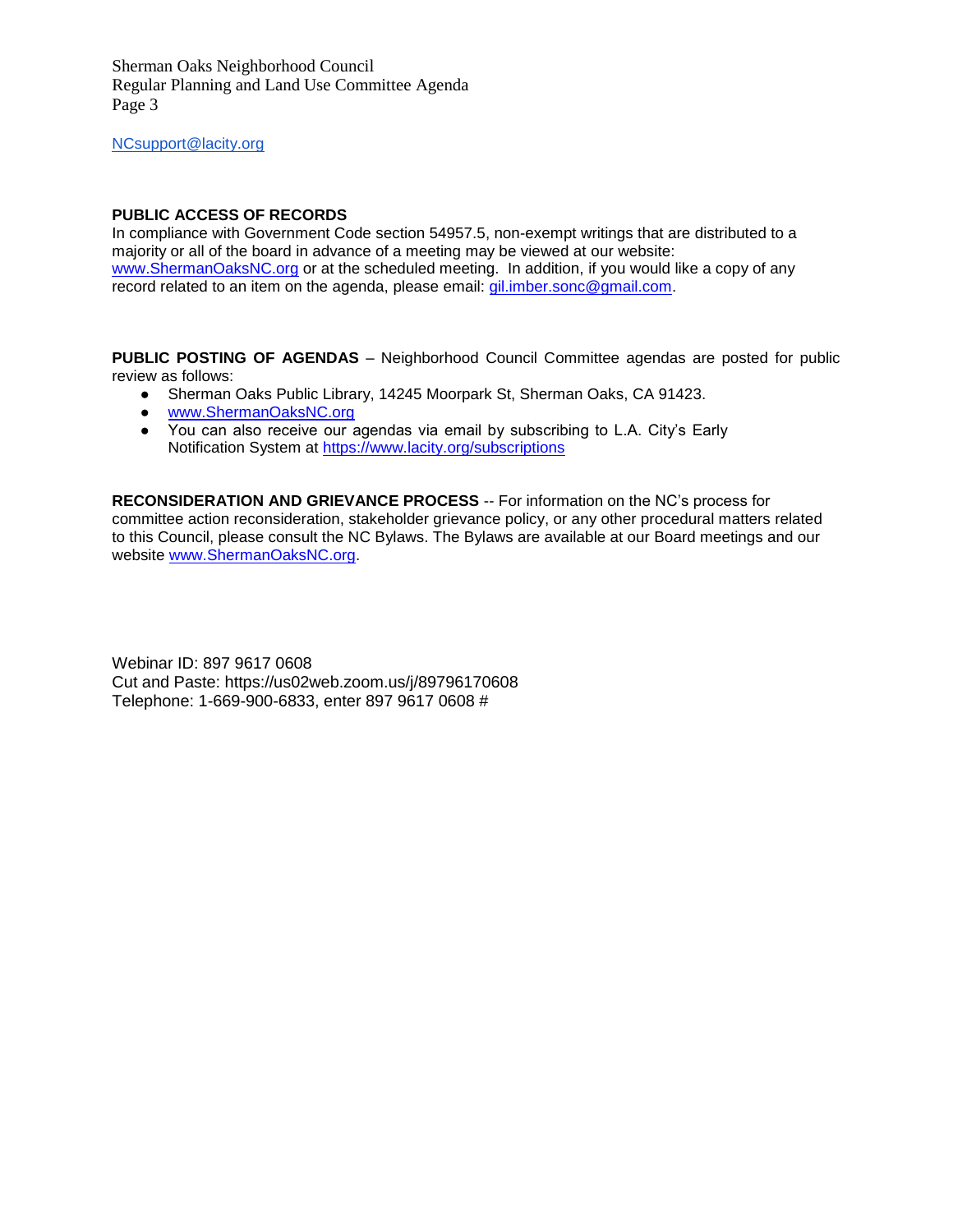NCsupport@lacity.org

**PUBLIC ACCESS OF RECORDS**
In compliance with Government Code section 54957.5, non-exempt writings that are distributed to a majority or all of the board in advance of a meeting may be viewed at our website: www.ShermanOaksNC.org or at the scheduled meeting. In addition, if you would like a copy of any record related to an item on the agenda, please email: gil.imber.sonc@gmail.com.

**PUBLIC POSTING OF AGENDAS** – Neighborhood Council Committee agendas are posted for public review as follows:

- Sherman Oaks Public Library, 14245 Moorpark St, Sherman Oaks, CA 91423.
- www.ShermanOaksNC.org
- You can also receive our agendas via email by subscribing to L.A. City's Early Notification System at https://www.lacity.org/subscriptions

**RECONSIDERATION AND GRIEVANCE PROCESS** -- For information on the NC's process for committee action reconsideration, stakeholder grievance policy, or any other procedural matters related to this Council, please consult the NC Bylaws. The Bylaws are available at our Board meetings and our website www.ShermanOaksNC.org.

Webinar ID: 897 9617 0608
Cut and Paste: https://us02web.zoom.us/j/89796170608
Telephone: 1-669-900-6833, enter 897 9617 0608 #